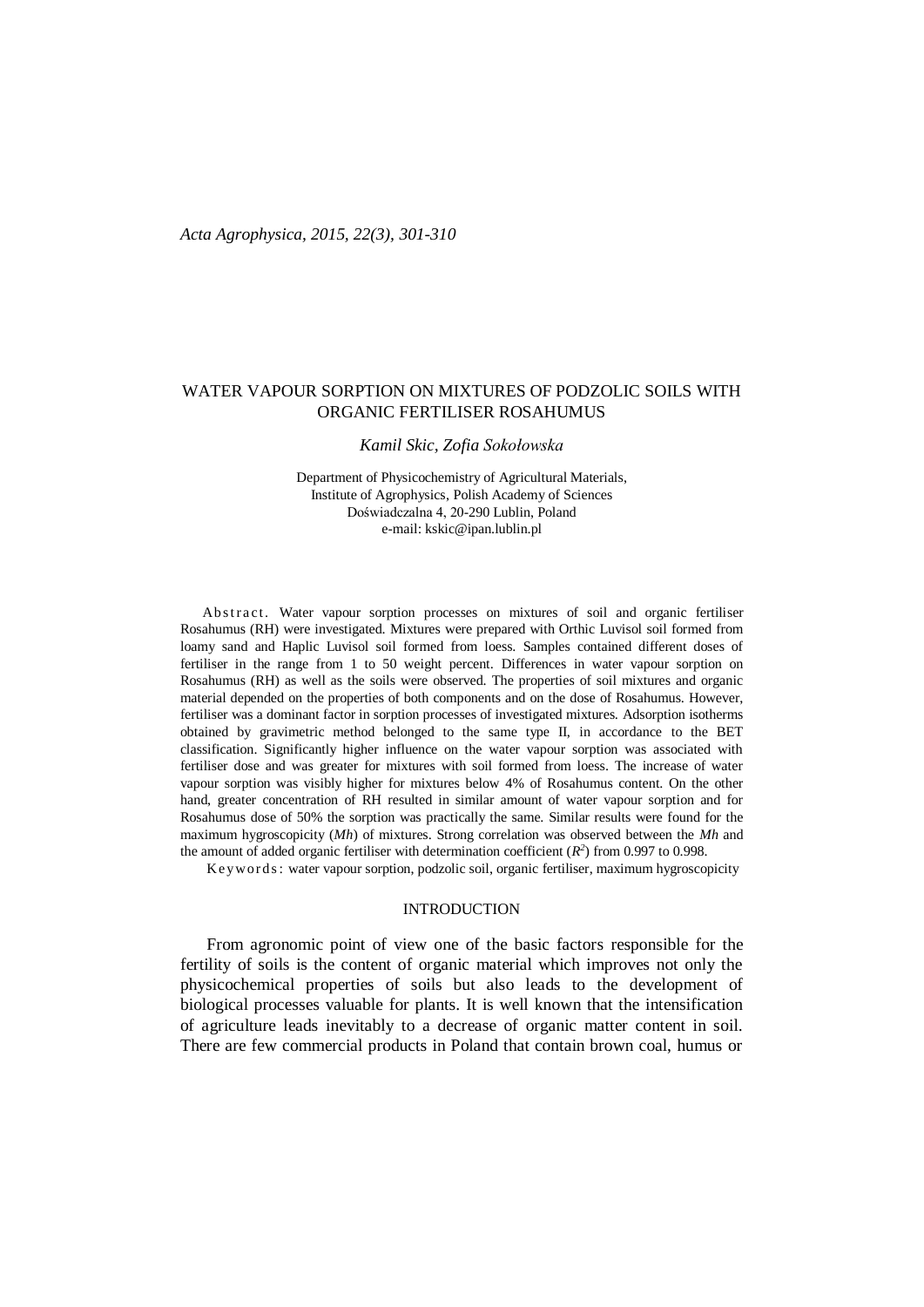# WATER VAPOUR SORPTION ON MIXTURES OF PODZOLIC SOILS WITH ORGANIC FERTILISER ROSAHUMUS

*Kamil Skic, Zofia Sokołowska*

Department of Physicochemistry of Agricultural Materials,
Institute of Agrophysics, Polish Academy of Sciences
Doświadczalna 4, 20-290 Lublin, Poland
e-mail: kskic@ipan.lublin.pl

**Abstract.** Water vapour sorption processes on mixtures of soil and organic fertiliser Rosahumus (RH) were investigated. Mixtures were prepared with Orthic Luvisol soil formed from loamy sand and Haplic Luvisol soil formed from loess. Samples contained different doses of fertiliser in the range from 1 to 50 weight percent. Differences in water vapour sorption on Rosahumus (RH) as well as the soils were observed. The properties of soil mixtures and organic material depended on the properties of both components and on the dose of Rosahumus. However, fertiliser was a dominant factor in sorption processes of investigated mixtures. Adsorption isotherms obtained by gravimetric method belonged to the same type II, in accordance to the BET classification. Significantly higher influence on the water vapour sorption was associated with fertiliser dose and was greater for mixtures with soil formed from loess. The increase of water vapour sorption was visibly higher for mixtures below 4% of Rosahumus content. On the other hand, greater concentration of RH resulted in similar amount of water vapour sorption and for Rosahumus dose of 50% the sorption was practically the same. Similar results were found for the maximum hygroscopicity (*Mh*) of mixtures. Strong correlation was observed between the *Mh* and the amount of added organic fertiliser with determination coefficient ($R^2$) from 0.997 to 0.998.

**Keywords:** water vapour sorption, podzolic soil, organic fertiliser, maximum hygroscopicity

## INTRODUCTION

From agronomic point of view one of the basic factors responsible for the fertility of soils is the content of organic material which improves not only the physicochemical properties of soils but also leads to the development of biological processes valuable for plants. It is well known that the intensification of agriculture leads inevitably to a decrease of organic matter content in soil. There are few commercial products in Poland that contain brown coal, humus or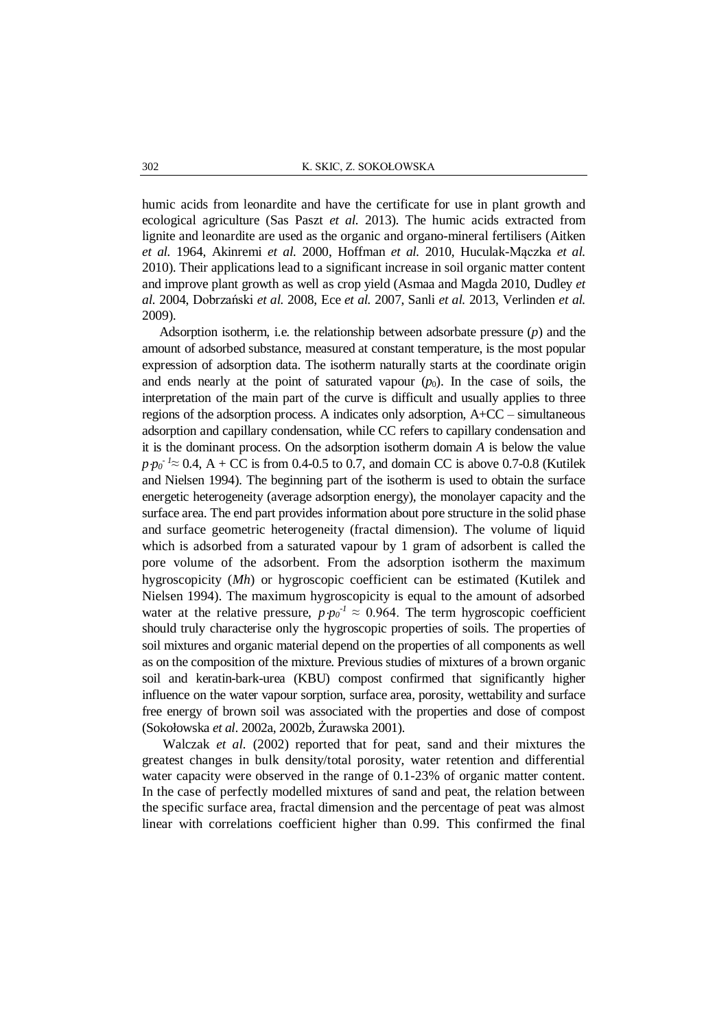humic acids from leonardite and have the certificate for use in plant growth and ecological agriculture (Sas Paszt *et al.* 2013). The humic acids extracted from lignite and leonardite are used as the organic and organo-mineral fertilisers (Aitken *et al.* 1964, Akinremi *et al.* 2000, Hoffman *et al.* 2010, Huculak-Mączka *et al.* 2010). Their applications lead to a significant increase in soil organic matter content and improve plant growth as well as crop yield (Asmaa and Magda 2010, Dudley *et al.* 2004, Dobrzański *et al.* 2008, Ece *et al.* 2007, Sanli *et al.* 2013, Verlinden *et al.* 2009).

Adsorption isotherm, i.e. the relationship between adsorbate pressure ($p$) and the amount of adsorbed substance, measured at constant temperature, is the most popular expression of adsorption data. The isotherm naturally starts at the coordinate origin and ends nearly at the point of saturated vapour ($p_0$). In the case of soils, the interpretation of the main part of the curve is difficult and usually applies to three regions of the adsorption process. A indicates only adsorption, A+CC – simultaneous adsorption and capillary condensation, while CC refers to capillary condensation and it is the dominant process. On the adsorption isotherm domain *A* is below the value $p{\cdot}p_0^{-1} \approx 0.4$, A + CC is from 0.4-0.5 to 0.7, and domain CC is above 0.7-0.8 (Kutilek and Nielsen 1994). The beginning part of the isotherm is used to obtain the surface energetic heterogeneity (average adsorption energy), the monolayer capacity and the surface area. The end part provides information about pore structure in the solid phase and surface geometric heterogeneity (fractal dimension). The volume of liquid which is adsorbed from a saturated vapour by 1 gram of adsorbent is called the pore volume of the adsorbent. From the adsorption isotherm the maximum hygroscopicity (*Mh*) or hygroscopic coefficient can be estimated (Kutilek and Nielsen 1994). The maximum hygroscopicity is equal to the amount of adsorbed water at the relative pressure, $p{\cdot}p_0^{-1} \approx 0.964$. The term hygroscopic coefficient should truly characterise only the hygroscopic properties of soils. The properties of soil mixtures and organic material depend on the properties of all components as well as on the composition of the mixture. Previous studies of mixtures of a brown organic soil and keratin-bark-urea (KBU) compost confirmed that significantly higher influence on the water vapour sorption, surface area, porosity, wettability and surface free energy of brown soil was associated with the properties and dose of compost (Sokołowska *et al*. 2002a, 2002b, Żurawska 2001).

Walczak *et al.* (2002) reported that for peat, sand and their mixtures the greatest changes in bulk density/total porosity, water retention and differential water capacity were observed in the range of 0.1-23% of organic matter content. In the case of perfectly modelled mixtures of sand and peat, the relation between the specific surface area, fractal dimension and the percentage of peat was almost linear with correlations coefficient higher than 0.99. This confirmed the final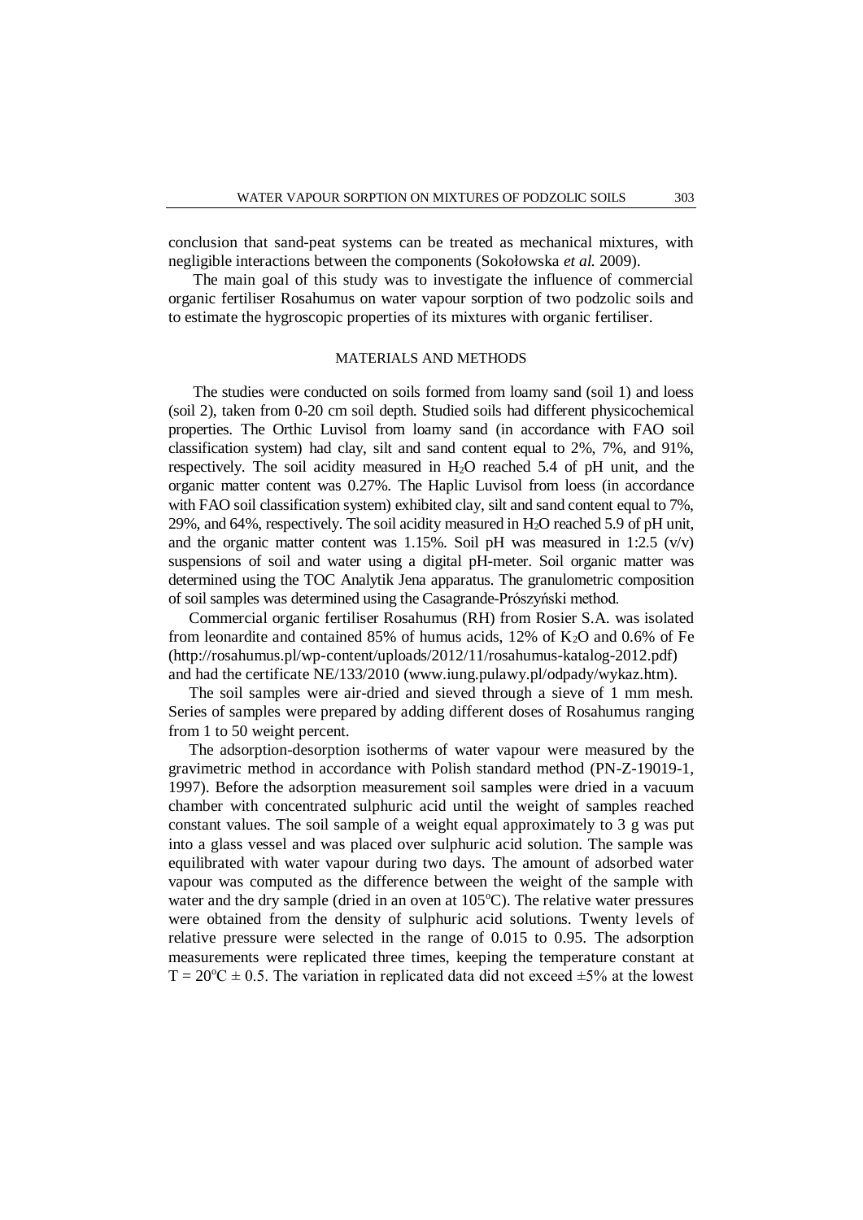conclusion that sand-peat systems can be treated as mechanical mixtures, with negligible interactions between the components (Sokołowska *et al.* 2009).

The main goal of this study was to investigate the influence of commercial organic fertiliser Rosahumus on water vapour sorption of two podzolic soils and to estimate the hygroscopic properties of its mixtures with organic fertiliser.

## MATERIALS AND METHODS

The studies were conducted on soils formed from loamy sand (soil 1) and loess (soil 2), taken from 0-20 cm soil depth. Studied soils had different physicochemical properties. The Orthic Luvisol from loamy sand (in accordance with FAO soil classification system) had clay, silt and sand content equal to 2%, 7%, and 91%, respectively. The soil acidity measured in $H_2O$ reached 5.4 of pH unit, and the organic matter content was 0.27%. The Haplic Luvisol from loess (in accordance with FAO soil classification system) exhibited clay, silt and sand content equal to 7%, 29%, and 64%, respectively. The soil acidity measured in $H_2O$ reached 5.9 of pH unit, and the organic matter content was 1.15%. Soil pH was measured in 1:2.5 (v/v) suspensions of soil and water using a digital pH-meter. Soil organic matter was determined using the TOC Analytik Jena apparatus. The granulometric composition of soil samples was determined using the Casagrande-Prószyński method.

Commercial organic fertiliser Rosahumus (RH) from Rosier S.A. was isolated from leonardite and contained 85% of humus acids, 12% of $K_2O$ and 0.6% of Fe (http://rosahumus.pl/wp-content/uploads/2012/11/rosahumus-katalog-2012.pdf) and had the certificate NE/133/2010 (www.iung.pulawy.pl/odpady/wykaz.htm).

The soil samples were air-dried and sieved through a sieve of 1 mm mesh. Series of samples were prepared by adding different doses of Rosahumus ranging from 1 to 50 weight percent.

The adsorption-desorption isotherms of water vapour were measured by the gravimetric method in accordance with Polish standard method (PN-Z-19019-1, 1997). Before the adsorption measurement soil samples were dried in a vacuum chamber with concentrated sulphuric acid until the weight of samples reached constant values. The soil sample of a weight equal approximately to 3 g was put into a glass vessel and was placed over sulphuric acid solution. The sample was equilibrated with water vapour during two days. The amount of adsorbed water vapour was computed as the difference between the weight of the sample with water and the dry sample (dried in an oven at 105°C). The relative water pressures were obtained from the density of sulphuric acid solutions. Twenty levels of relative pressure were selected in the range of 0.015 to 0.95. The adsorption measurements were replicated three times, keeping the temperature constant at $T = 20^{o}C \pm 0.5$. The variation in replicated data did not exceed ±5% at the lowest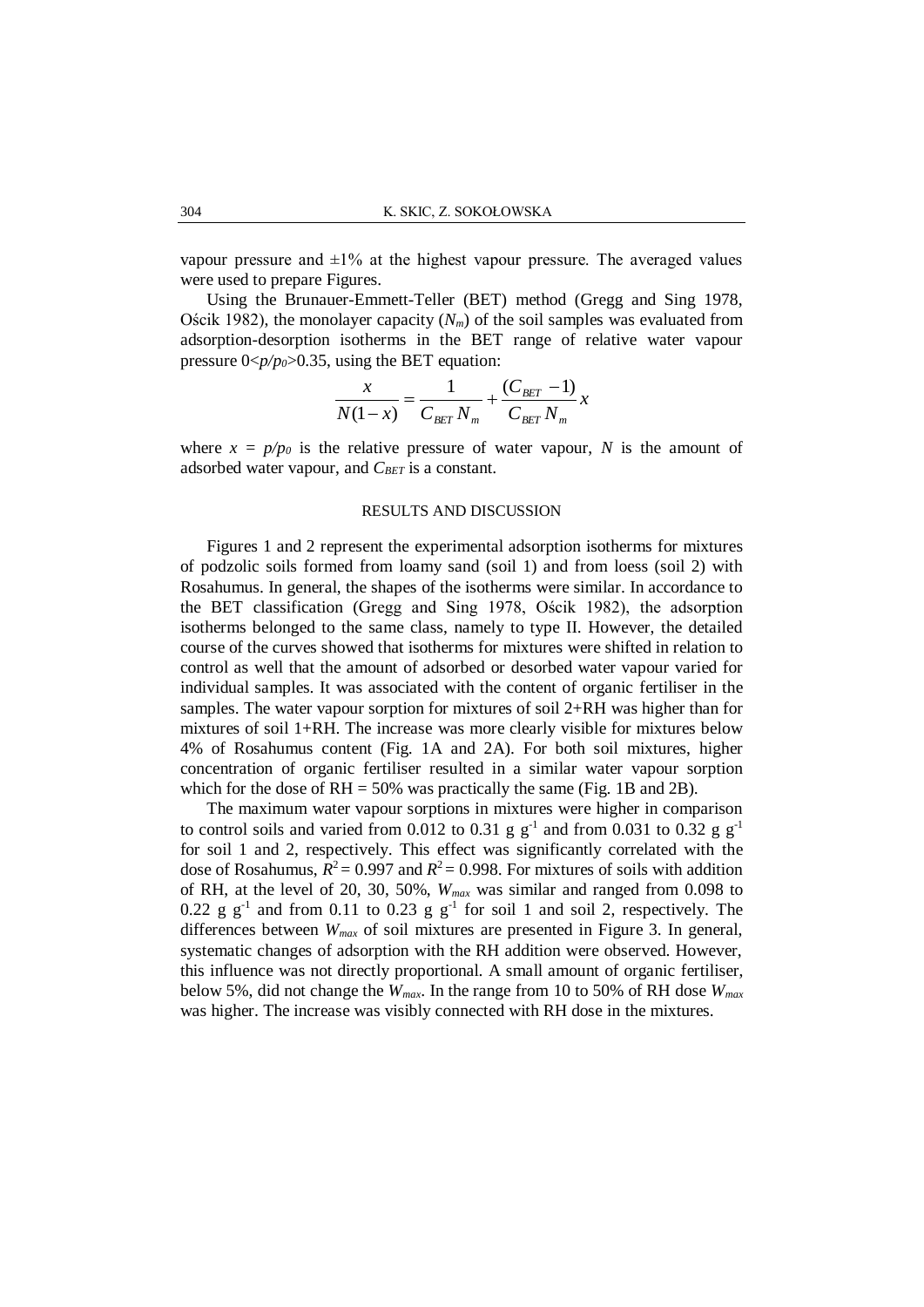vapour pressure and ±1% at the highest vapour pressure. The averaged values were used to prepare Figures.

Using the Brunauer-Emmett-Teller (BET) method (Gregg and Sing 1978, Ościk 1982), the monolayer capacity ($N_m$) of the soil samples was evaluated from adsorption-desorption isotherms in the BET range of relative water vapour pressure $0<p/p_0>0.35$, using the BET equation:

$$\frac{x}{N(1-x)} = \frac{1}{C_{BET}N_m} + \frac{(C_{BET}-1)}{C_{BET}N_m}x$$

where $x = p/p_0$ is the relative pressure of water vapour, $N$ is the amount of adsorbed water vapour, and $C_{BET}$ is a constant.

## RESULTS AND DISCUSSION

Figures 1 and 2 represent the experimental adsorption isotherms for mixtures of podzolic soils formed from loamy sand (soil 1) and from loess (soil 2) with Rosahumus. In general, the shapes of the isotherms were similar. In accordance to the BET classification (Gregg and Sing 1978, Ościk 1982), the adsorption isotherms belonged to the same class, namely to type II. However, the detailed course of the curves showed that isotherms for mixtures were shifted in relation to control as well that the amount of adsorbed or desorbed water vapour varied for individual samples. It was associated with the content of organic fertiliser in the samples. The water vapour sorption for mixtures of soil 2+RH was higher than for mixtures of soil 1+RH. The increase was more clearly visible for mixtures below 4% of Rosahumus content (Fig. 1A and 2A). For both soil mixtures, higher concentration of organic fertiliser resulted in a similar water vapour sorption which for the dose of RH = 50% was practically the same (Fig. 1B and 2B).

The maximum water vapour sorptions in mixtures were higher in comparison to control soils and varied from 0.012 to 0.31 g $g^{-1}$ and from 0.031 to 0.32 g $g^{-1}$ for soil 1 and 2, respectively. This effect was significantly correlated with the dose of Rosahumus, $R^2 = 0.997$ and $R^2 = 0.998$. For mixtures of soils with addition of RH, at the level of 20, 30, 50%, $W_{max}$ was similar and ranged from 0.098 to 0.22 g $g^{-1}$ and from 0.11 to 0.23 g $g^{-1}$ for soil 1 and soil 2, respectively. The differences between $W_{max}$ of soil mixtures are presented in Figure 3. In general, systematic changes of adsorption with the RH addition were observed. However, this influence was not directly proportional. A small amount of organic fertiliser, below 5%, did not change the $W_{max}$. In the range from 10 to 50% of RH dose $W_{max}$ was higher. The increase was visibly connected with RH dose in the mixtures.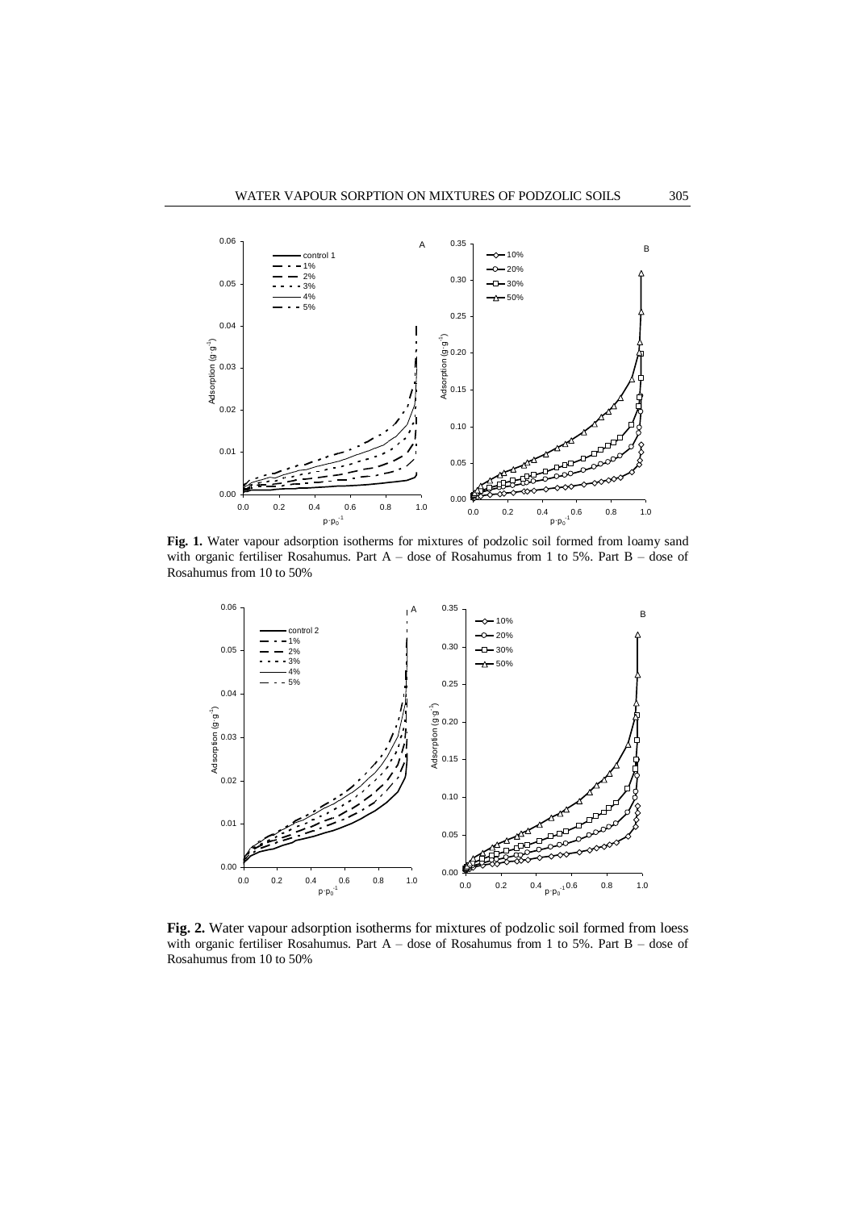A

0.06

0.05

0.04

0.03

0.02

0.01

0.00

Adsorption (g·g$^{-1}$)

0.0 0.2 0.4 0.6 0.8 1.0

p·p$_0^{-1}$

control 1
1%
2%
3%
4%
5%

B

0.35

0.30

0.25

0.20

0.15

0.10

0.05

0.00

Adsorption (g·g$^{-1}$)

0.0 0.2 0.4 0.6 0.8 1.0

p·p$_0^{-1}$

10%
20%
30%
50%

**Fig. 1.** Water vapour adsorption isotherms for mixtures of podzolic soil formed from loamy sand with organic fertiliser Rosahumus. Part A – dose of Rosahumus from 1 to 5%. Part B – dose of Rosahumus from 10 to 50%

A

0.06

0.05

0.04

0.03

0.02

0.01

0.00

Adsorption (g·g$^{-1}$)

0.0 0.2 0.4 0.6 0.8 1.0

p·p$_0^{-1}$

control 2
1%
2%
3%
4%
5%

B

0.35

0.30

0.25

0.20

0.15

0.10

0.05

0.00

Adsorption (g·g$^{-1}$)

0.0 0.2 0.4 0.6 0.8 1.0

p·p$_0^{-1}$

10%
20%
30%
50%

**Fig. 2.** Water vapour adsorption isotherms for mixtures of podzolic soil formed from loess with organic fertiliser Rosahumus. Part A – dose of Rosahumus from 1 to 5%. Part B – dose of Rosahumus from 10 to 50%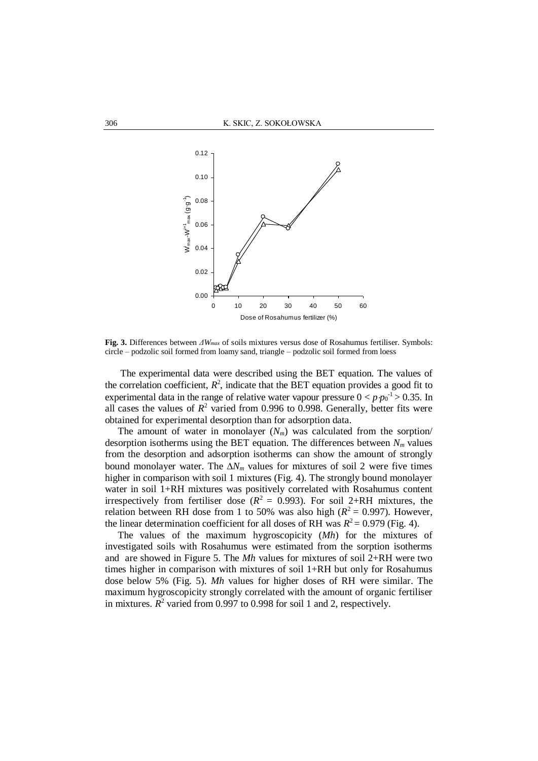0.12
0.10
0.08
0.06
0.04
0.02
0.00

0 10 20 30 40 50 60

$W^{i}_{max}-W^{i+1}_{max}$ (g·g$^{-1}$)

Dose of Rosahumus fertilizer (%)

**Fig. 3.** Differences between $\Delta W_{max}$ of soils mixtures versus dose of Rosahumus fertiliser. Symbols: circle – podzolic soil formed from loamy sand, triangle – podzolic soil formed from loess

The experimental data were described using the BET equation. The values of the correlation coefficient, $R^2$, indicate that the BET equation provides a good fit to experimental data in the range of relative water vapour pressure $0 < p{\cdot}p_0^{-1} > 0.35$. In all cases the values of $R^2$ varied from 0.996 to 0.998. Generally, better fits were obtained for experimental desorption than for adsorption data.

The amount of water in monolayer ($N_m$) was calculated from the sorption/ desorption isotherms using the BET equation. The differences between $N_m$ values from the desorption and adsorption isotherms can show the amount of strongly bound monolayer water. The $\Delta N_m$ values for mixtures of soil 2 were five times higher in comparison with soil 1 mixtures (Fig. 4). The strongly bound monolayer water in soil 1+RH mixtures was positively correlated with Rosahumus content irrespectively from fertiliser dose ($R^2$ = 0.993). For soil 2+RH mixtures, the relation between RH dose from 1 to 50% was also high ($R^2$ = 0.997). However, the linear determination coefficient for all doses of RH was $R^2$ = 0.979 (Fig. 4).

The values of the maximum hygroscopicity (*Mh*) for the mixtures of investigated soils with Rosahumus were estimated from the sorption isotherms and are showed in Figure 5. The *Mh* values for mixtures of soil 2+RH were two times higher in comparison with mixtures of soil 1+RH but only for Rosahumus dose below 5% (Fig. 5). *Mh* values for higher doses of RH were similar. The maximum hygroscopicity strongly correlated with the amount of organic fertiliser in mixtures. $R^2$ varied from 0.997 to 0.998 for soil 1 and 2, respectively.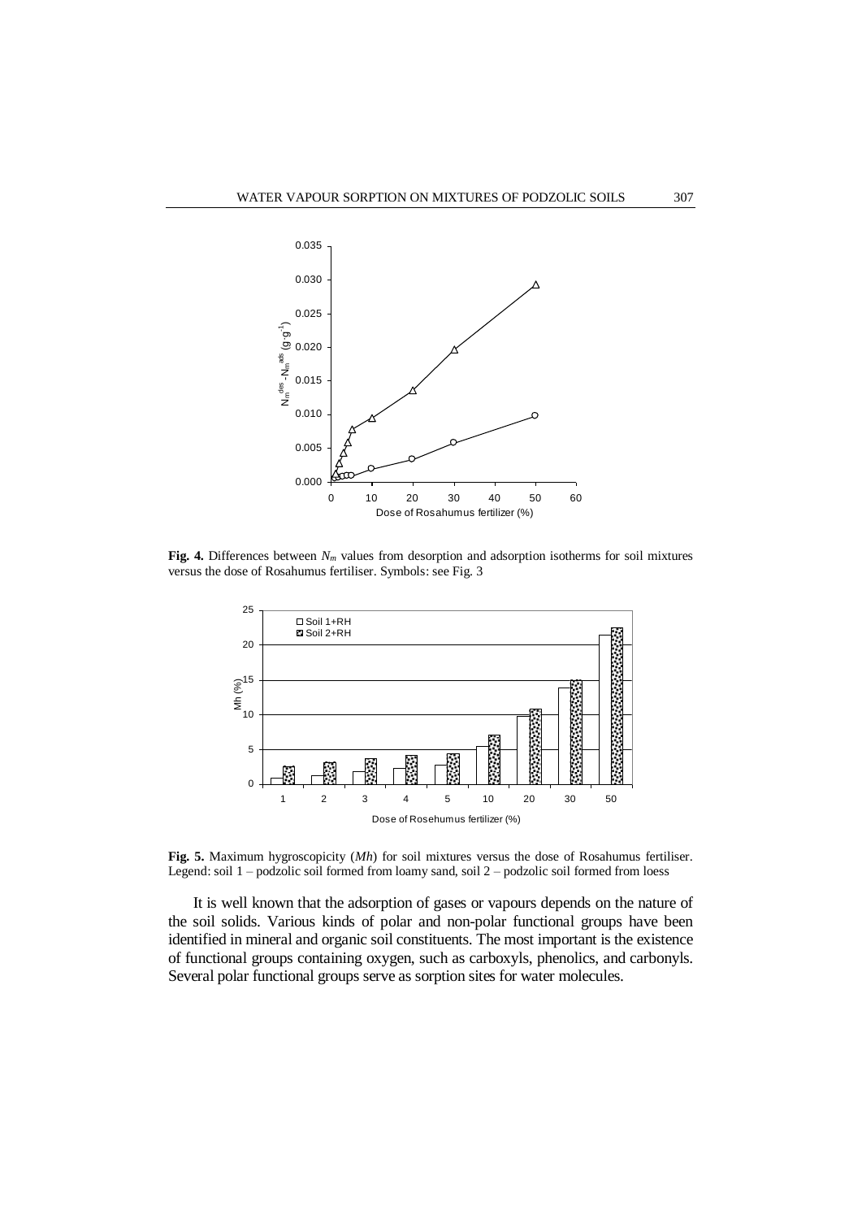0.035

0.030

0.025

0.020

0.015

0.010

0.005

0.000

0 10 20 30 40 50 60

$N_m^{des} - N_m^{ads}$ ($g \cdot g^{-1}$)

Dose of Rosahumus fertilizer (%)

**Fig. 4.** Differences between $N_m$ values from desorption and adsorption isotherms for soil mixtures versus the dose of Rosahumus fertiliser. Symbols: see Fig. 3

25

20

15

10

5

0

Soil 1+RH

Soil 2+RH

Mh (%)

1 2 3 4 5 10 20 30 50

Dose of Rosehumus fertilizer (%)

**Fig. 5.** Maximum hygroscopicity (*Mh*) for soil mixtures versus the dose of Rosahumus fertiliser. Legend: soil 1 – podzolic soil formed from loamy sand, soil 2 – podzolic soil formed from loess

It is well known that the adsorption of gases or vapours depends on the nature of the soil solids. Various kinds of polar and non-polar functional groups have been identified in mineral and organic soil constituents. The most important is the existence of functional groups containing oxygen, such as carboxyls, phenolics, and carbonyls. Several polar functional groups serve as sorption sites for water molecules.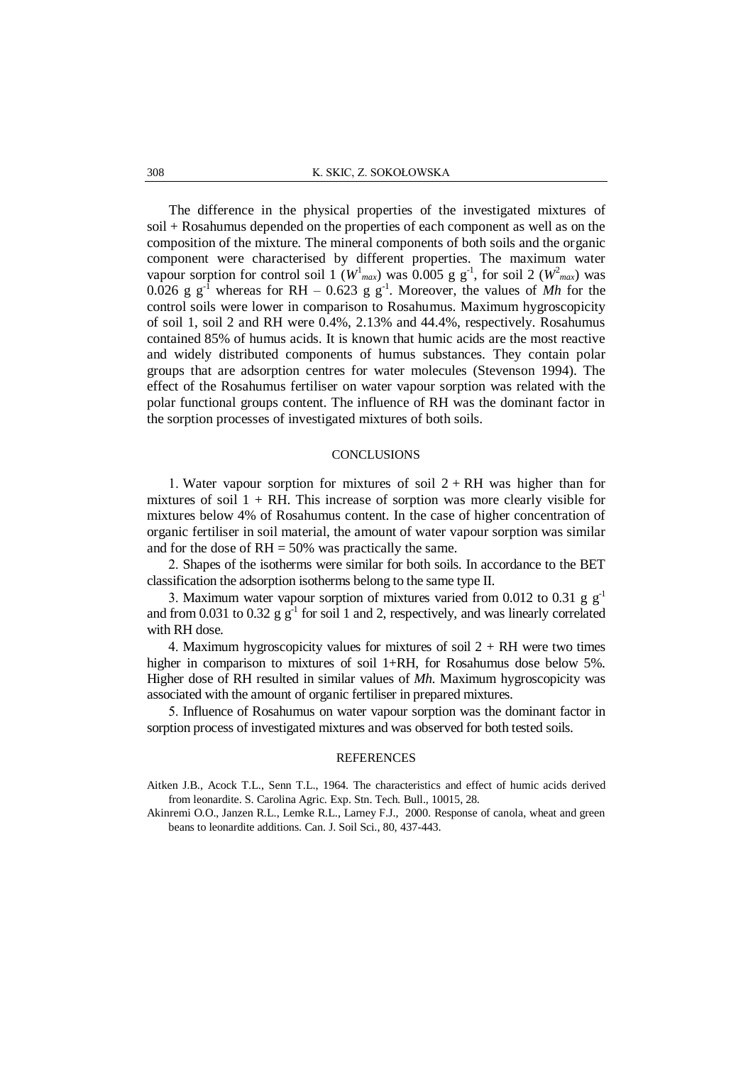The difference in the physical properties of the investigated mixtures of soil + Rosahumus depended on the properties of each component as well as on the composition of the mixture. The mineral components of both soils and the organic component were characterised by different properties. The maximum water vapour sorption for control soil 1 ($W^1_{max}$) was 0.005 g g$^{-1}$, for soil 2 ($W^2_{max}$) was 0.026 g g$^{-1}$ whereas for RH – 0.623 g g$^{-1}$. Moreover, the values of *Mh* for the control soils were lower in comparison to Rosahumus. Maximum hygroscopicity of soil 1, soil 2 and RH were 0.4%, 2.13% and 44.4%, respectively. Rosahumus contained 85% of humus acids. It is known that humic acids are the most reactive and widely distributed components of humus substances. They contain polar groups that are adsorption centres for water molecules (Stevenson 1994). The effect of the Rosahumus fertiliser on water vapour sorption was related with the polar functional groups content. The influence of RH was the dominant factor in the sorption processes of investigated mixtures of both soils.

## CONCLUSIONS

1. Water vapour sorption for mixtures of soil 2 + RH was higher than for mixtures of soil 1 + RH. This increase of sorption was more clearly visible for mixtures below 4% of Rosahumus content. In the case of higher concentration of organic fertiliser in soil material, the amount of water vapour sorption was similar and for the dose of RH = 50% was practically the same.

2. Shapes of the isotherms were similar for both soils. In accordance to the BET classification the adsorption isotherms belong to the same type II.

3. Maximum water vapour sorption of mixtures varied from 0.012 to 0.31 g g$^{-1}$ and from 0.031 to 0.32 g g$^{-1}$ for soil 1 and 2, respectively, and was linearly correlated with RH dose.

4. Maximum hygroscopicity values for mixtures of soil 2 + RH were two times higher in comparison to mixtures of soil 1+RH, for Rosahumus dose below 5%. Higher dose of RH resulted in similar values of *Mh*. Maximum hygroscopicity was associated with the amount of organic fertiliser in prepared mixtures.

5. Influence of Rosahumus on water vapour sorption was the dominant factor in sorption process of investigated mixtures and was observed for both tested soils.

## REFERENCES

Aitken J.B., Acock T.L., Senn T.L., 1964. The characteristics and effect of humic acids derived from leonardite. S. Carolina Agric. Exp. Stn. Tech. Bull., 10015, 28.

Akinremi O.O., Janzen R.L., Lemke R.L., Larney F.J., 2000. Response of canola, wheat and green beans to leonardite additions. Can. J. Soil Sci., 80, 437-443.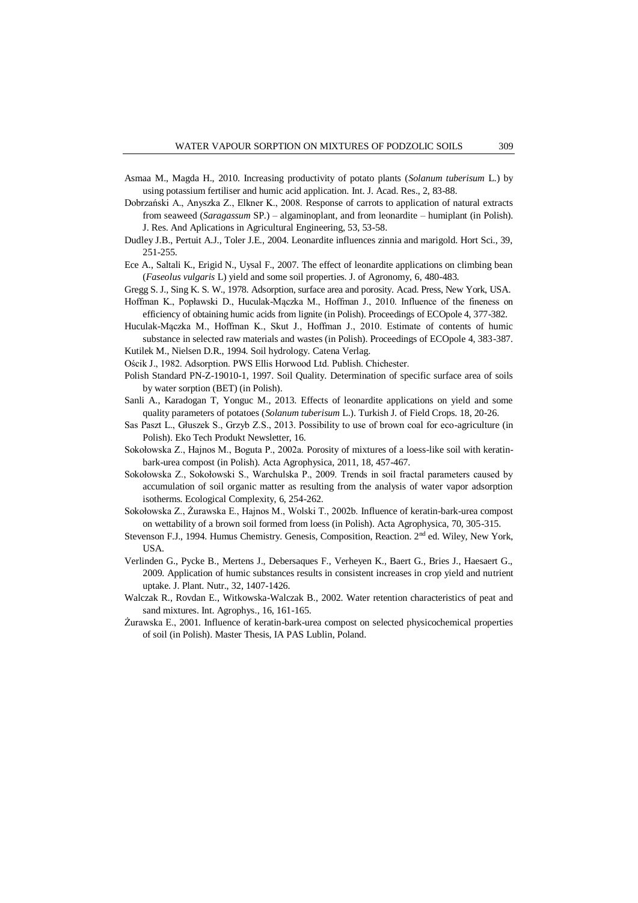Asmaa M., Magda H., 2010. Increasing productivity of potato plants (*Solanum tuberisum* L.) by using potassium fertiliser and humic acid application. Int. J. Acad. Res., 2, 83-88.

Dobrzański A., Anyszka Z., Elkner K., 2008. Response of carrots to application of natural extracts from seaweed (*Saragassum* SP.) – algaminoplant, and from leonardite – humiplant (in Polish). J. Res. And Aplications in Agricultural Engineering, 53, 53-58.

Dudley J.B., Pertuit A.J., Toler J.E., 2004. Leonardite influences zinnia and marigold. Hort Sci., 39, 251-255.

Ece A., Saltali K., Erigid N., Uysal F., 2007. The effect of leonardite applications on climbing bean (*Faseolus vulgaris* L) yield and some soil properties. J. of Agronomy, 6, 480-483.

Gregg S. J., Sing K. S. W., 1978. Adsorption, surface area and porosity. Acad. Press, New York, USA.

Hoffman K., Popławski D., Huculak-Mączka M., Hoffman J., 2010. Influence of the fineness on efficiency of obtaining humic acids from lignite (in Polish). Proceedings of ECOpole 4, 377-382.

Huculak-Mączka M., Hoffman K., Skut J., Hoffman J., 2010. Estimate of contents of humic substance in selected raw materials and wastes (in Polish). Proceedings of ECOpole 4, 383-387.

Kutilek M., Nielsen D.R., 1994. Soil hydrology. Catena Verlag.

Ościk J., 1982. Adsorption. PWS Ellis Horwood Ltd. Publish. Chichester.

Polish Standard PN-Z-19010-1, 1997. Soil Quality. Determination of specific surface area of soils by water sorption (BET) (in Polish).

Sanli A., Karadogan T, Yonguc M., 2013. Effects of leonardite applications on yield and some quality parameters of potatoes (*Solanum tuberisum* L.). Turkish J. of Field Crops. 18, 20-26.

Sas Paszt L., Głuszek S., Grzyb Z.S., 2013. Possibility to use of brown coal for eco-agriculture (in Polish). Eko Tech Produkt Newsletter, 16.

Sokołowska Z., Hajnos M., Boguta P., 2002a. Porosity of mixtures of a loess-like soil with keratin-bark-urea compost (in Polish). Acta Agrophysica, 2011, 18, 457-467.

Sokołowska Z., Sokołowski S., Warchulska P., 2009. Trends in soil fractal parameters caused by accumulation of soil organic matter as resulting from the analysis of water vapor adsorption isotherms. Ecological Complexity, 6, 254-262.

Sokołowska Z., Żurawska E., Hajnos M., Wolski T., 2002b. Influence of keratin-bark-urea compost on wettability of a brown soil formed from loess (in Polish). Acta Agrophysica, 70, 305-315.

Stevenson F.J., 1994. Humus Chemistry. Genesis, Composition, Reaction. 2nd ed. Wiley, New York, USA.

Verlinden G., Pycke B., Mertens J., Debersaques F., Verheyen K., Baert G., Bries J., Haesaert G., 2009. Application of humic substances results in consistent increases in crop yield and nutrient uptake. J. Plant. Nutr., 32, 1407-1426.

Walczak R., Rovdan E., Witkowska-Walczak B., 2002. Water retention characteristics of peat and sand mixtures. Int. Agrophys., 16, 161-165.

Żurawska E., 2001. Influence of keratin-bark-urea compost on selected physicochemical properties of soil (in Polish). Master Thesis, IA PAS Lublin, Poland.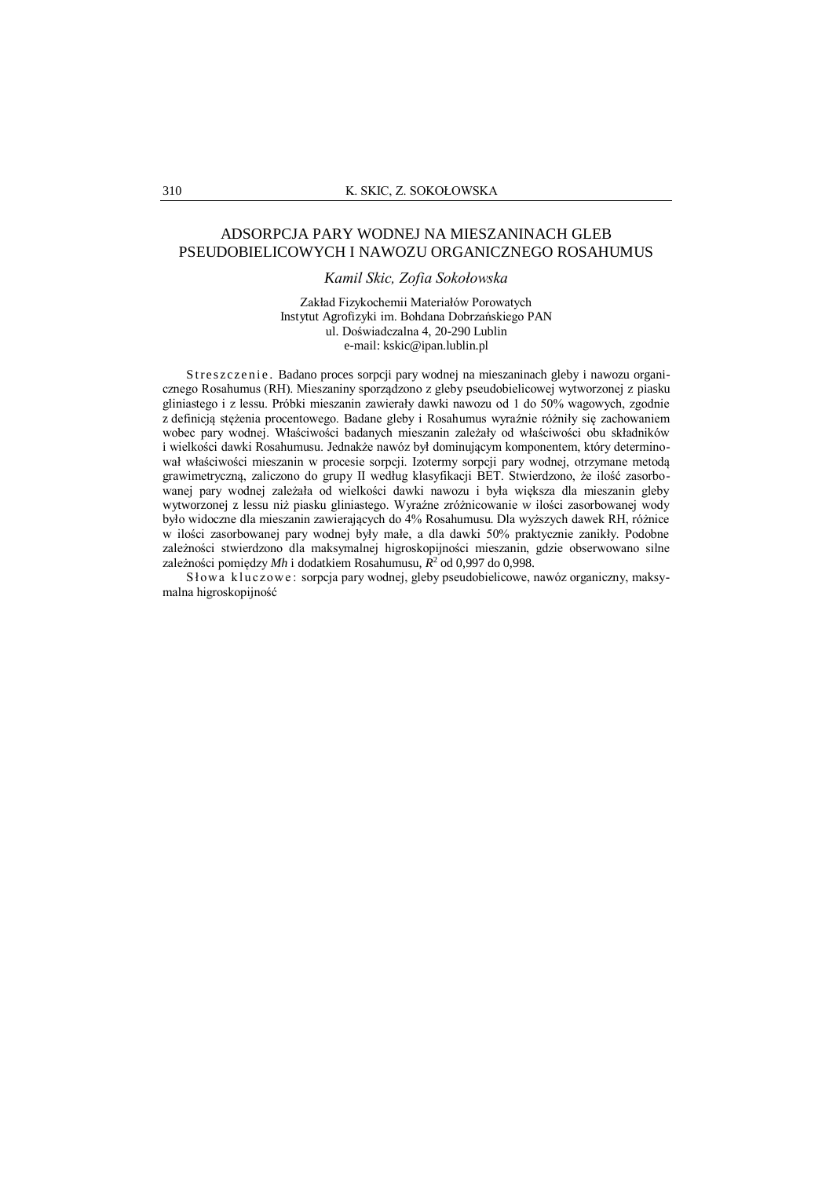# ADSORPCJA PARY WODNEJ NA MIESZANINACH GLEB PSEUDOBIELICOWYCH I NAWOZU ORGANICZNEGO ROSAHUMUS

*Kamil Skic, Zofia Sokołowska*

Zakład Fizykochemii Materiałów Porowatych
Instytut Agrofizyki im. Bohdana Dobrzańskiego PAN
ul. Doświadczalna 4, 20-290 Lublin
e-mail: kskic@ipan.lublin.pl

Streszczenie. Badano proces sorpcji pary wodnej na mieszaninach gleby i nawozu organicznego Rosahumus (RH). Mieszaniny sporządzono z gleby pseudobielicowej wytworzonej z piasku gliniastego i z lessu. Próbki mieszanin zawierały dawki nawozu od 1 do 50% wagowych, zgodnie z definicją stężenia procentowego. Badane gleby i Rosahumus wyraźnie różniły się zachowaniem wobec pary wodnej. Właściwości badanych mieszanin zależały od właściwości obu składników i wielkości dawki Rosahumusu. Jednakże nawóz był dominującym komponentem, który determinował właściwości mieszanin w procesie sorpcji. Izotermy sorpcji pary wodnej, otrzymane metodą grawimetryczną, zaliczono do grupy II według klasyfikacji BET. Stwierdzono, że ilość zasorbowanej pary wodnej zależała od wielkości dawki nawozu i była większa dla mieszanin gleby wytworzonej z lessu niż piasku gliniastego. Wyraźne zróżnicowanie w ilości zasorbowanej wody było widoczne dla mieszanin zawierających do 4% Rosahumusu. Dla wyższych dawek RH, różnice w ilości zasorbowanej pary wodnej były małe, a dla dawki 50% praktycznie zanikły. Podobne zależności stwierdzono dla maksymalnej higroskopijności mieszanin, gdzie obserwowano silne zależności pomiędzy *Mh* i dodatkiem Rosahumusu, $R^2$ od 0,997 do 0,998.

Słowa kluczowe: sorpcja pary wodnej, gleby pseudobielicowe, nawóz organiczny, maksymalna higroskopijność